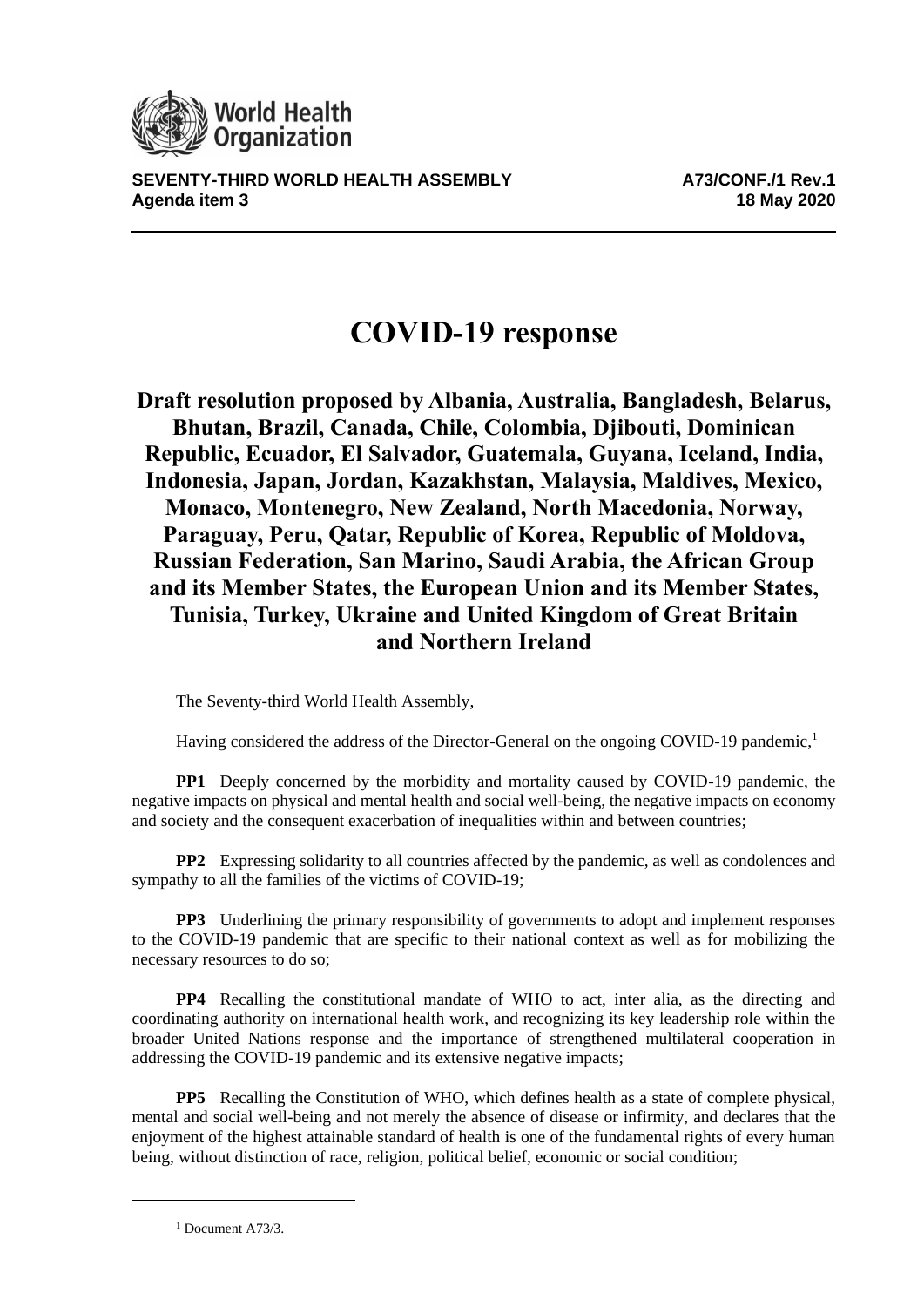**SEVENTY-THIRD WORLD HEALTH ASSEMBLY** **A73/CONF./1 Rev.1**
**Agenda item 3** **18 May 2020**

# COVID-19 response

## Draft resolution proposed by Albania, Australia, Bangladesh, Belarus, Bhutan, Brazil, Canada, Chile, Colombia, Djibouti, Dominican Republic, Ecuador, El Salvador, Guatemala, Guyana, Iceland, India, Indonesia, Japan, Jordan, Kazakhstan, Malaysia, Maldives, Mexico, Monaco, Montenegro, New Zealand, North Macedonia, Norway, Paraguay, Peru, Qatar, Republic of Korea, Republic of Moldova, Russian Federation, San Marino, Saudi Arabia, the African Group and its Member States, the European Union and its Member States, Tunisia, Turkey, Ukraine and United Kingdom of Great Britain and Northern Ireland

The Seventy-third World Health Assembly,

Having considered the address of the Director-General on the ongoing COVID-19 pandemic,[1]

**PP1** Deeply concerned by the morbidity and mortality caused by COVID-19 pandemic, the negative impacts on physical and mental health and social well-being, the negative impacts on economy and society and the consequent exacerbation of inequalities within and between countries;

**PP2** Expressing solidarity to all countries affected by the pandemic, as well as condolences and sympathy to all the families of the victims of COVID-19;

**PP3** Underlining the primary responsibility of governments to adopt and implement responses to the COVID-19 pandemic that are specific to their national context as well as for mobilizing the necessary resources to do so;

**PP4** Recalling the constitutional mandate of WHO to act, inter alia, as the directing and coordinating authority on international health work, and recognizing its key leadership role within the broader United Nations response and the importance of strengthened multilateral cooperation in addressing the COVID-19 pandemic and its extensive negative impacts;

**PP5** Recalling the Constitution of WHO, which defines health as a state of complete physical, mental and social well-being and not merely the absence of disease or infirmity, and declares that the enjoyment of the highest attainable standard of health is one of the fundamental rights of every human being, without distinction of race, religion, political belief, economic or social condition;

[1] Document A73/3.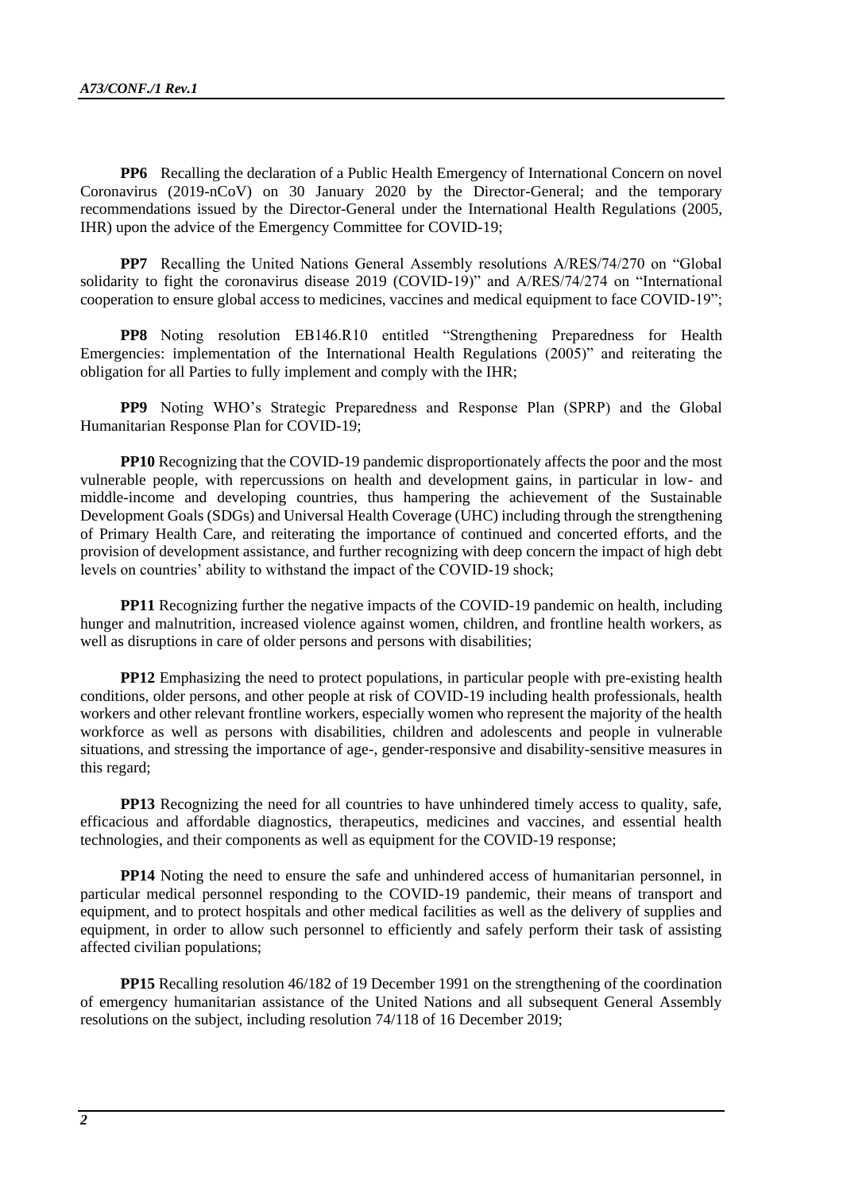**PP6** Recalling the declaration of a Public Health Emergency of International Concern on novel Coronavirus (2019-nCoV) on 30 January 2020 by the Director-General; and the temporary recommendations issued by the Director-General under the International Health Regulations (2005, IHR) upon the advice of the Emergency Committee for COVID-19;

**PP7** Recalling the United Nations General Assembly resolutions A/RES/74/270 on "Global solidarity to fight the coronavirus disease 2019 (COVID-19)" and A/RES/74/274 on "International cooperation to ensure global access to medicines, vaccines and medical equipment to face COVID-19";

**PP8** Noting resolution EB146.R10 entitled "Strengthening Preparedness for Health Emergencies: implementation of the International Health Regulations (2005)" and reiterating the obligation for all Parties to fully implement and comply with the IHR;

**PP9** Noting WHO's Strategic Preparedness and Response Plan (SPRP) and the Global Humanitarian Response Plan for COVID-19;

**PP10** Recognizing that the COVID-19 pandemic disproportionately affects the poor and the most vulnerable people, with repercussions on health and development gains, in particular in low- and middle-income and developing countries, thus hampering the achievement of the Sustainable Development Goals (SDGs) and Universal Health Coverage (UHC) including through the strengthening of Primary Health Care, and reiterating the importance of continued and concerted efforts, and the provision of development assistance, and further recognizing with deep concern the impact of high debt levels on countries' ability to withstand the impact of the COVID-19 shock;

**PP11** Recognizing further the negative impacts of the COVID-19 pandemic on health, including hunger and malnutrition, increased violence against women, children, and frontline health workers, as well as disruptions in care of older persons and persons with disabilities;

**PP12** Emphasizing the need to protect populations, in particular people with pre-existing health conditions, older persons, and other people at risk of COVID-19 including health professionals, health workers and other relevant frontline workers, especially women who represent the majority of the health workforce as well as persons with disabilities, children and adolescents and people in vulnerable situations, and stressing the importance of age-, gender-responsive and disability-sensitive measures in this regard;

**PP13** Recognizing the need for all countries to have unhindered timely access to quality, safe, efficacious and affordable diagnostics, therapeutics, medicines and vaccines, and essential health technologies, and their components as well as equipment for the COVID-19 response;

**PP14** Noting the need to ensure the safe and unhindered access of humanitarian personnel, in particular medical personnel responding to the COVID-19 pandemic, their means of transport and equipment, and to protect hospitals and other medical facilities as well as the delivery of supplies and equipment, in order to allow such personnel to efficiently and safely perform their task of assisting affected civilian populations;

**PP15** Recalling resolution 46/182 of 19 December 1991 on the strengthening of the coordination of emergency humanitarian assistance of the United Nations and all subsequent General Assembly resolutions on the subject, including resolution 74/118 of 16 December 2019;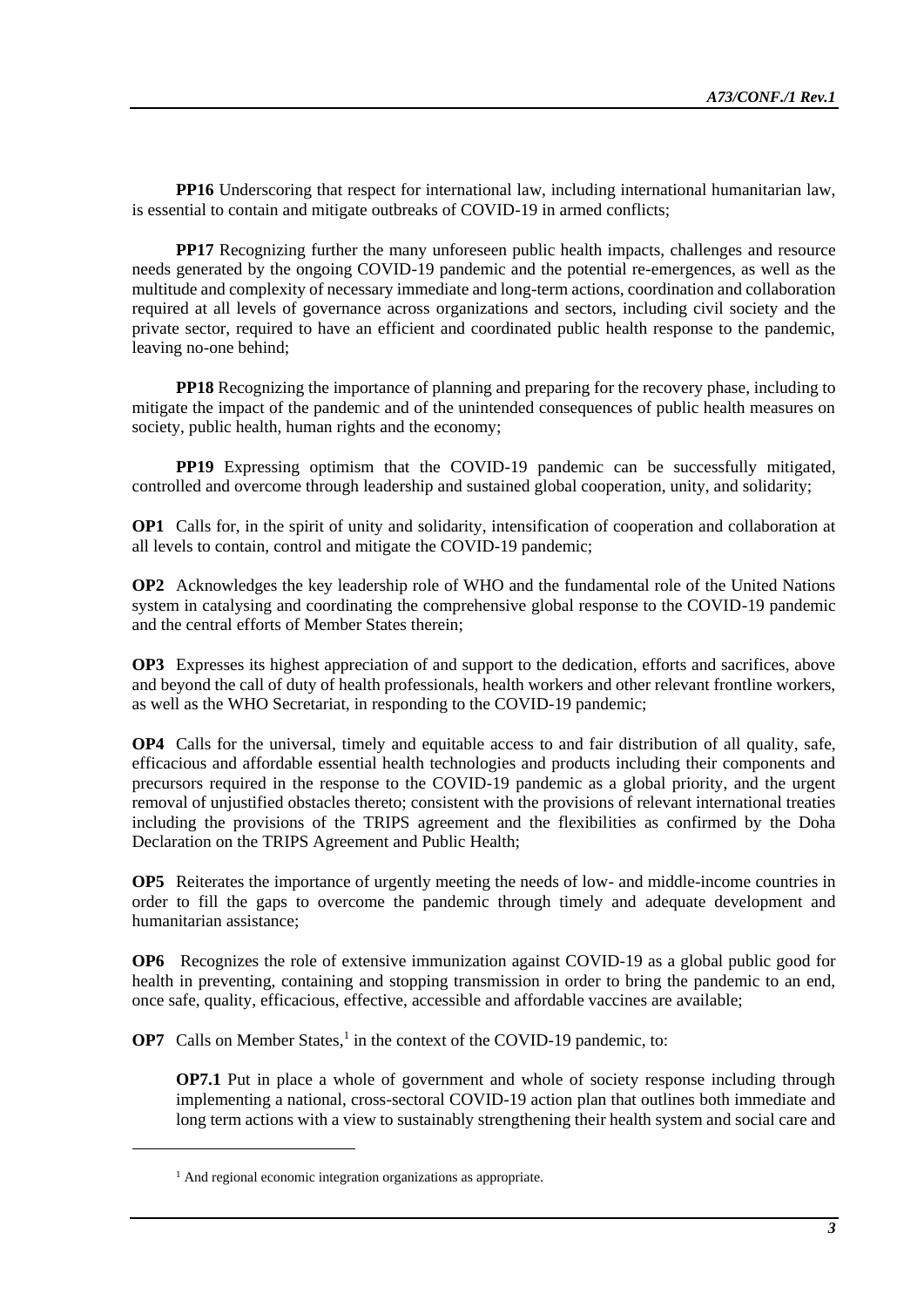**PP16** Underscoring that respect for international law, including international humanitarian law, is essential to contain and mitigate outbreaks of COVID-19 in armed conflicts;

**PP17** Recognizing further the many unforeseen public health impacts, challenges and resource needs generated by the ongoing COVID-19 pandemic and the potential re-emergences, as well as the multitude and complexity of necessary immediate and long-term actions, coordination and collaboration required at all levels of governance across organizations and sectors, including civil society and the private sector, required to have an efficient and coordinated public health response to the pandemic, leaving no-one behind;

**PP18** Recognizing the importance of planning and preparing for the recovery phase, including to mitigate the impact of the pandemic and of the unintended consequences of public health measures on society, public health, human rights and the economy;

**PP19** Expressing optimism that the COVID-19 pandemic can be successfully mitigated, controlled and overcome through leadership and sustained global cooperation, unity, and solidarity;

**OP1** Calls for, in the spirit of unity and solidarity, intensification of cooperation and collaboration at all levels to contain, control and mitigate the COVID-19 pandemic;

**OP2** Acknowledges the key leadership role of WHO and the fundamental role of the United Nations system in catalysing and coordinating the comprehensive global response to the COVID-19 pandemic and the central efforts of Member States therein;

**OP3** Expresses its highest appreciation of and support to the dedication, efforts and sacrifices, above and beyond the call of duty of health professionals, health workers and other relevant frontline workers, as well as the WHO Secretariat, in responding to the COVID-19 pandemic;

**OP4** Calls for the universal, timely and equitable access to and fair distribution of all quality, safe, efficacious and affordable essential health technologies and products including their components and precursors required in the response to the COVID-19 pandemic as a global priority, and the urgent removal of unjustified obstacles thereto; consistent with the provisions of relevant international treaties including the provisions of the TRIPS agreement and the flexibilities as confirmed by the Doha Declaration on the TRIPS Agreement and Public Health;

**OP5** Reiterates the importance of urgently meeting the needs of low- and middle-income countries in order to fill the gaps to overcome the pandemic through timely and adequate development and humanitarian assistance;

**OP6** Recognizes the role of extensive immunization against COVID-19 as a global public good for health in preventing, containing and stopping transmission in order to bring the pandemic to an end, once safe, quality, efficacious, effective, accessible and affordable vaccines are available;

**OP7** Calls on Member States,[1] in the context of the COVID-19 pandemic, to:

**OP7.1** Put in place a whole of government and whole of society response including through implementing a national, cross-sectoral COVID-19 action plan that outlines both immediate and long term actions with a view to sustainably strengthening their health system and social care and

[1] And regional economic integration organizations as appropriate.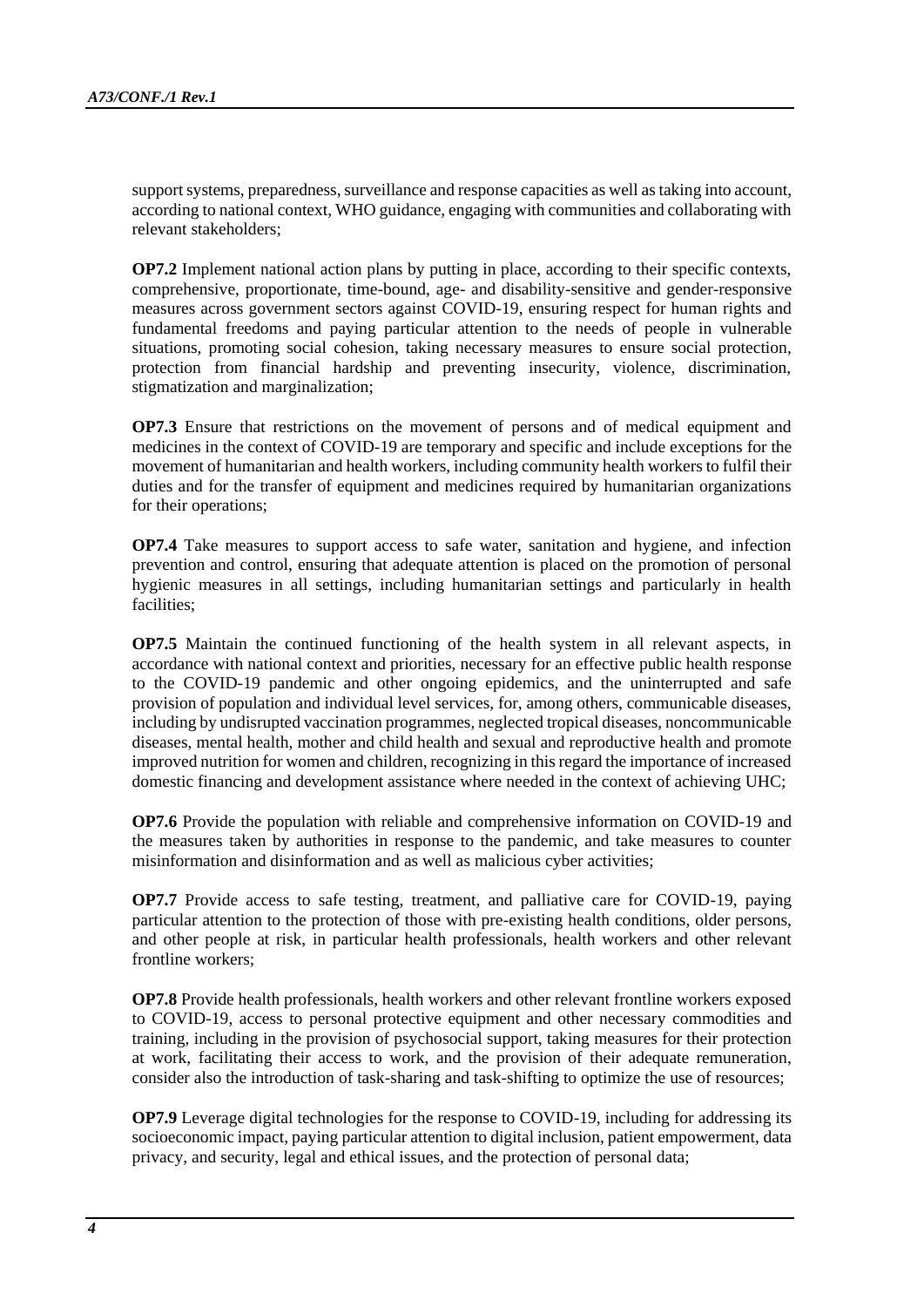support systems, preparedness, surveillance and response capacities as well as taking into account, according to national context, WHO guidance, engaging with communities and collaborating with relevant stakeholders;

**OP7.2** Implement national action plans by putting in place, according to their specific contexts, comprehensive, proportionate, time-bound, age- and disability-sensitive and gender-responsive measures across government sectors against COVID-19, ensuring respect for human rights and fundamental freedoms and paying particular attention to the needs of people in vulnerable situations, promoting social cohesion, taking necessary measures to ensure social protection, protection from financial hardship and preventing insecurity, violence, discrimination, stigmatization and marginalization;

**OP7.3** Ensure that restrictions on the movement of persons and of medical equipment and medicines in the context of COVID-19 are temporary and specific and include exceptions for the movement of humanitarian and health workers, including community health workers to fulfil their duties and for the transfer of equipment and medicines required by humanitarian organizations for their operations;

**OP7.4** Take measures to support access to safe water, sanitation and hygiene, and infection prevention and control, ensuring that adequate attention is placed on the promotion of personal hygienic measures in all settings, including humanitarian settings and particularly in health facilities;

**OP7.5** Maintain the continued functioning of the health system in all relevant aspects, in accordance with national context and priorities, necessary for an effective public health response to the COVID-19 pandemic and other ongoing epidemics, and the uninterrupted and safe provision of population and individual level services, for, among others, communicable diseases, including by undisrupted vaccination programmes, neglected tropical diseases, noncommunicable diseases, mental health, mother and child health and sexual and reproductive health and promote improved nutrition for women and children, recognizing in this regard the importance of increased domestic financing and development assistance where needed in the context of achieving UHC;

**OP7.6** Provide the population with reliable and comprehensive information on COVID-19 and the measures taken by authorities in response to the pandemic, and take measures to counter misinformation and disinformation and as well as malicious cyber activities;

**OP7.7** Provide access to safe testing, treatment, and palliative care for COVID-19, paying particular attention to the protection of those with pre-existing health conditions, older persons, and other people at risk, in particular health professionals, health workers and other relevant frontline workers;

**OP7.8** Provide health professionals, health workers and other relevant frontline workers exposed to COVID-19, access to personal protective equipment and other necessary commodities and training, including in the provision of psychosocial support, taking measures for their protection at work, facilitating their access to work, and the provision of their adequate remuneration, consider also the introduction of task-sharing and task-shifting to optimize the use of resources;

**OP7.9** Leverage digital technologies for the response to COVID-19, including for addressing its socioeconomic impact, paying particular attention to digital inclusion, patient empowerment, data privacy, and security, legal and ethical issues, and the protection of personal data;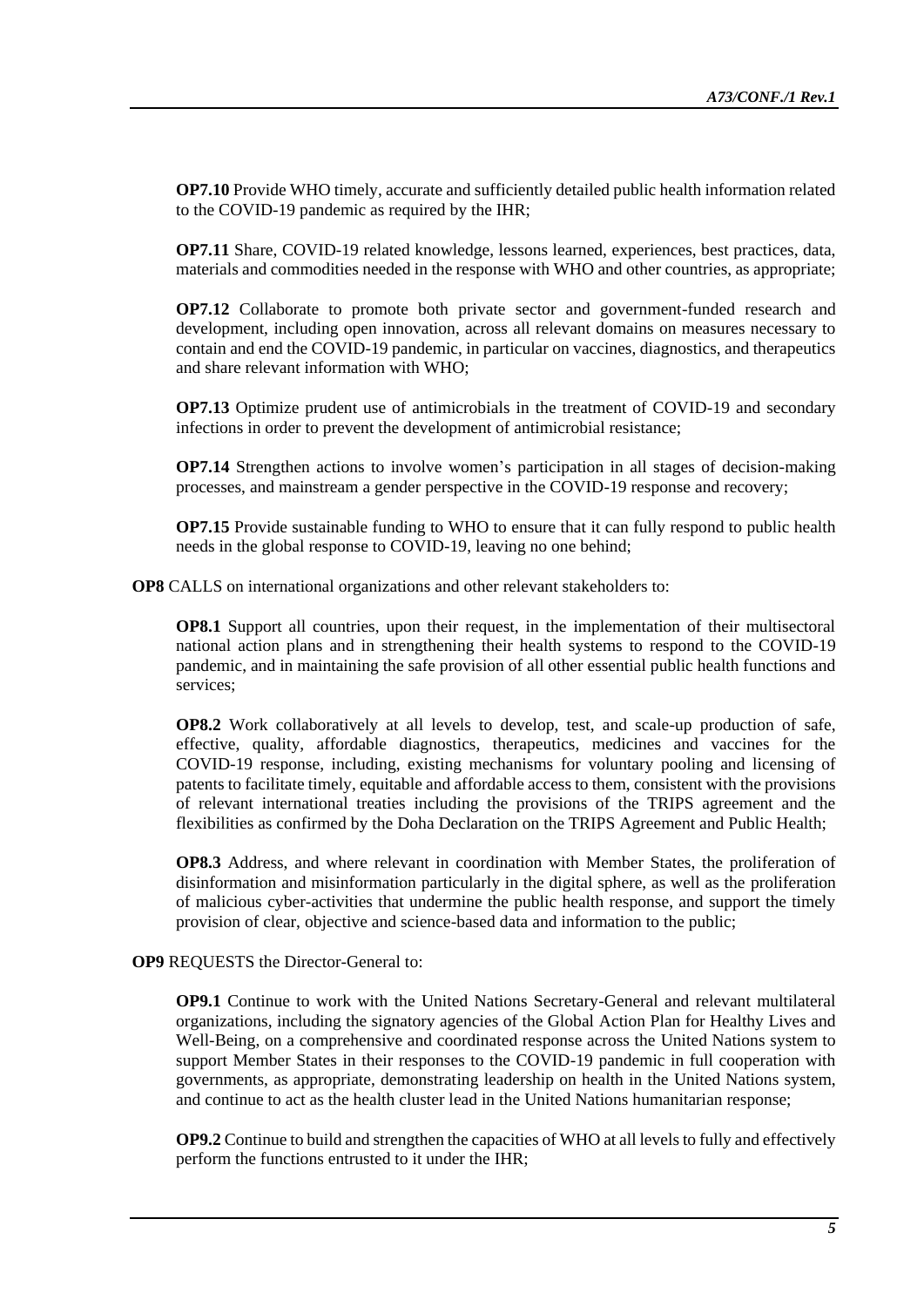**OP7.10** Provide WHO timely, accurate and sufficiently detailed public health information related to the COVID-19 pandemic as required by the IHR;

**OP7.11** Share, COVID-19 related knowledge, lessons learned, experiences, best practices, data, materials and commodities needed in the response with WHO and other countries, as appropriate;

**OP7.12** Collaborate to promote both private sector and government-funded research and development, including open innovation, across all relevant domains on measures necessary to contain and end the COVID-19 pandemic, in particular on vaccines, diagnostics, and therapeutics and share relevant information with WHO;

**OP7.13** Optimize prudent use of antimicrobials in the treatment of COVID-19 and secondary infections in order to prevent the development of antimicrobial resistance;

**OP7.14** Strengthen actions to involve women's participation in all stages of decision-making processes, and mainstream a gender perspective in the COVID-19 response and recovery;

**OP7.15** Provide sustainable funding to WHO to ensure that it can fully respond to public health needs in the global response to COVID-19, leaving no one behind;

**OP8** CALLS on international organizations and other relevant stakeholders to:

**OP8.1** Support all countries, upon their request, in the implementation of their multisectoral national action plans and in strengthening their health systems to respond to the COVID-19 pandemic, and in maintaining the safe provision of all other essential public health functions and services;

**OP8.2** Work collaboratively at all levels to develop, test, and scale-up production of safe, effective, quality, affordable diagnostics, therapeutics, medicines and vaccines for the COVID-19 response, including, existing mechanisms for voluntary pooling and licensing of patents to facilitate timely, equitable and affordable access to them, consistent with the provisions of relevant international treaties including the provisions of the TRIPS agreement and the flexibilities as confirmed by the Doha Declaration on the TRIPS Agreement and Public Health;

**OP8.3** Address, and where relevant in coordination with Member States, the proliferation of disinformation and misinformation particularly in the digital sphere, as well as the proliferation of malicious cyber-activities that undermine the public health response, and support the timely provision of clear, objective and science-based data and information to the public;

**OP9** REQUESTS the Director-General to:

**OP9.1** Continue to work with the United Nations Secretary-General and relevant multilateral organizations, including the signatory agencies of the Global Action Plan for Healthy Lives and Well-Being, on a comprehensive and coordinated response across the United Nations system to support Member States in their responses to the COVID-19 pandemic in full cooperation with governments, as appropriate, demonstrating leadership on health in the United Nations system, and continue to act as the health cluster lead in the United Nations humanitarian response;

**OP9.2** Continue to build and strengthen the capacities of WHO at all levels to fully and effectively perform the functions entrusted to it under the IHR;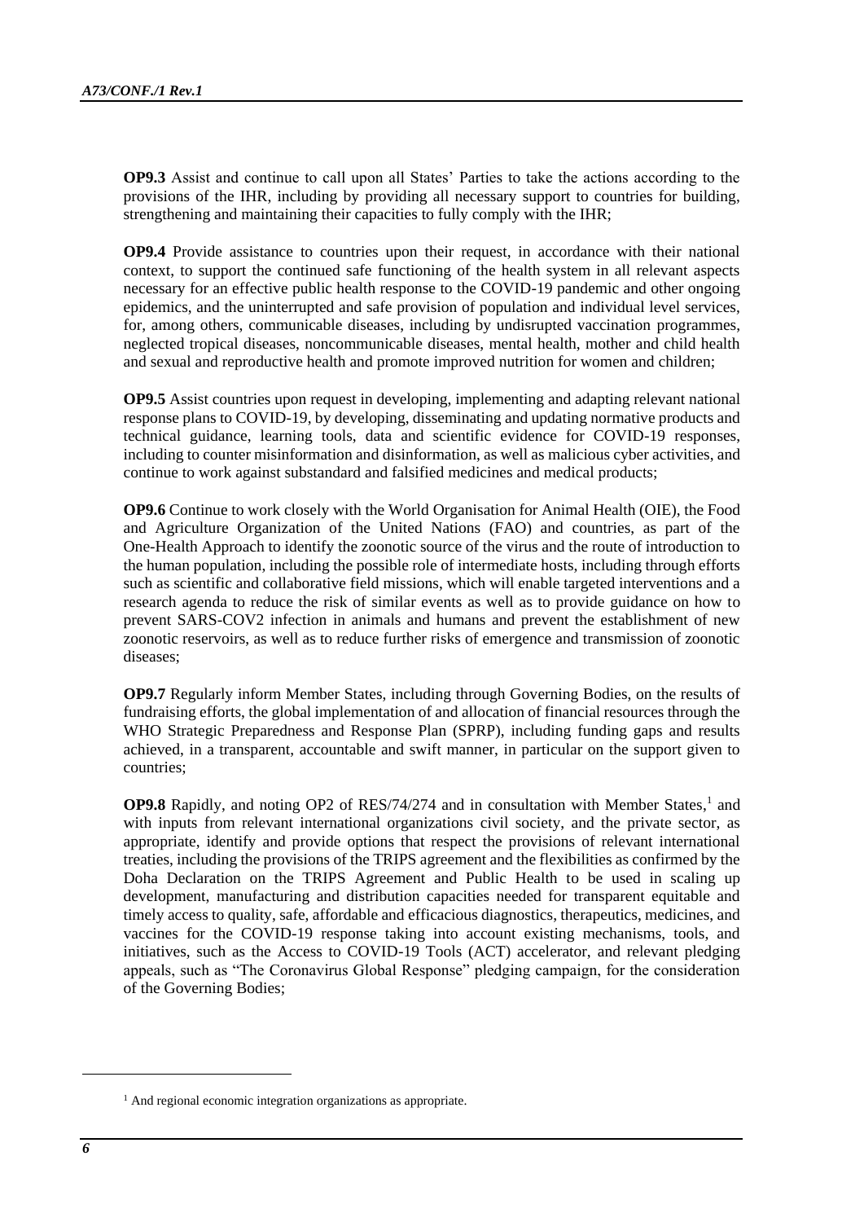**OP9.3** Assist and continue to call upon all States' Parties to take the actions according to the provisions of the IHR, including by providing all necessary support to countries for building, strengthening and maintaining their capacities to fully comply with the IHR;

**OP9.4** Provide assistance to countries upon their request, in accordance with their national context, to support the continued safe functioning of the health system in all relevant aspects necessary for an effective public health response to the COVID-19 pandemic and other ongoing epidemics, and the uninterrupted and safe provision of population and individual level services, for, among others, communicable diseases, including by undisrupted vaccination programmes, neglected tropical diseases, noncommunicable diseases, mental health, mother and child health and sexual and reproductive health and promote improved nutrition for women and children;

**OP9.5** Assist countries upon request in developing, implementing and adapting relevant national response plans to COVID-19, by developing, disseminating and updating normative products and technical guidance, learning tools, data and scientific evidence for COVID-19 responses, including to counter misinformation and disinformation, as well as malicious cyber activities, and continue to work against substandard and falsified medicines and medical products;

**OP9.6** Continue to work closely with the World Organisation for Animal Health (OIE), the Food and Agriculture Organization of the United Nations (FAO) and countries, as part of the One-Health Approach to identify the zoonotic source of the virus and the route of introduction to the human population, including the possible role of intermediate hosts, including through efforts such as scientific and collaborative field missions, which will enable targeted interventions and a research agenda to reduce the risk of similar events as well as to provide guidance on how to prevent SARS-COV2 infection in animals and humans and prevent the establishment of new zoonotic reservoirs, as well as to reduce further risks of emergence and transmission of zoonotic diseases;

**OP9.7** Regularly inform Member States, including through Governing Bodies, on the results of fundraising efforts, the global implementation of and allocation of financial resources through the WHO Strategic Preparedness and Response Plan (SPRP), including funding gaps and results achieved, in a transparent, accountable and swift manner, in particular on the support given to countries;

**OP9.8** Rapidly, and noting OP2 of RES/74/274 and in consultation with Member States,[1] and with inputs from relevant international organizations civil society, and the private sector, as appropriate, identify and provide options that respect the provisions of relevant international treaties, including the provisions of the TRIPS agreement and the flexibilities as confirmed by the Doha Declaration on the TRIPS Agreement and Public Health to be used in scaling up development, manufacturing and distribution capacities needed for transparent equitable and timely access to quality, safe, affordable and efficacious diagnostics, therapeutics, medicines, and vaccines for the COVID-19 response taking into account existing mechanisms, tools, and initiatives, such as the Access to COVID-19 Tools (ACT) accelerator, and relevant pledging appeals, such as "The Coronavirus Global Response" pledging campaign, for the consideration of the Governing Bodies;

[1] And regional economic integration organizations as appropriate.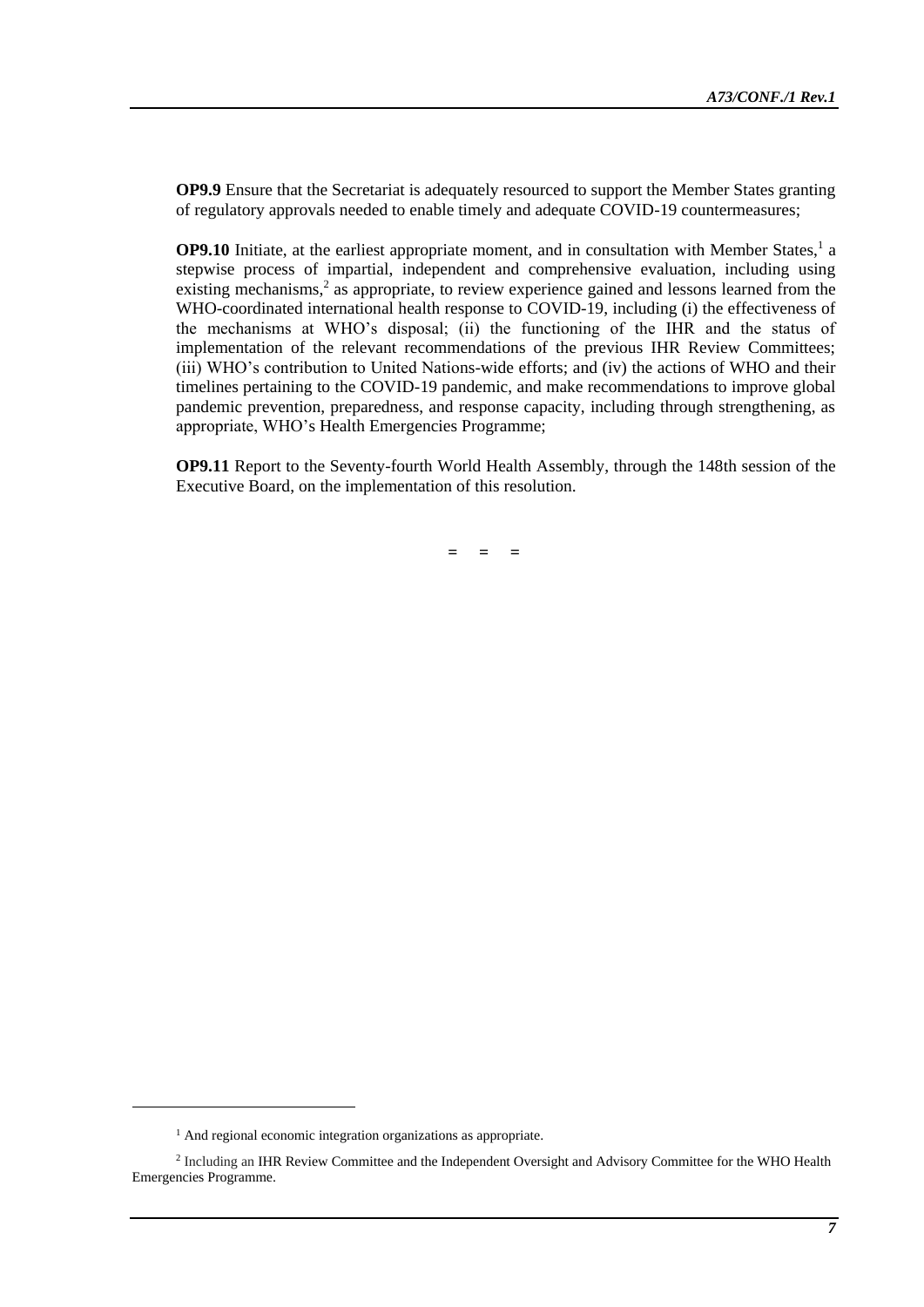**OP9.9** Ensure that the Secretariat is adequately resourced to support the Member States granting of regulatory approvals needed to enable timely and adequate COVID-19 countermeasures;

**OP9.10** Initiate, at the earliest appropriate moment, and in consultation with Member States,[1] a stepwise process of impartial, independent and comprehensive evaluation, including using existing mechanisms,[2] as appropriate, to review experience gained and lessons learned from the WHO-coordinated international health response to COVID-19, including (i) the effectiveness of the mechanisms at WHO's disposal; (ii) the functioning of the IHR and the status of implementation of the relevant recommendations of the previous IHR Review Committees; (iii) WHO's contribution to United Nations-wide efforts; and (iv) the actions of WHO and their timelines pertaining to the COVID-19 pandemic, and make recommendations to improve global pandemic prevention, preparedness, and response capacity, including through strengthening, as appropriate, WHO's Health Emergencies Programme;

**OP9.11** Report to the Seventy-fourth World Health Assembly, through the 148th session of the Executive Board, on the implementation of this resolution.

= = =

---

[1] And regional economic integration organizations as appropriate.

[2] Including an IHR Review Committee and the Independent Oversight and Advisory Committee for the WHO Health Emergencies Programme.